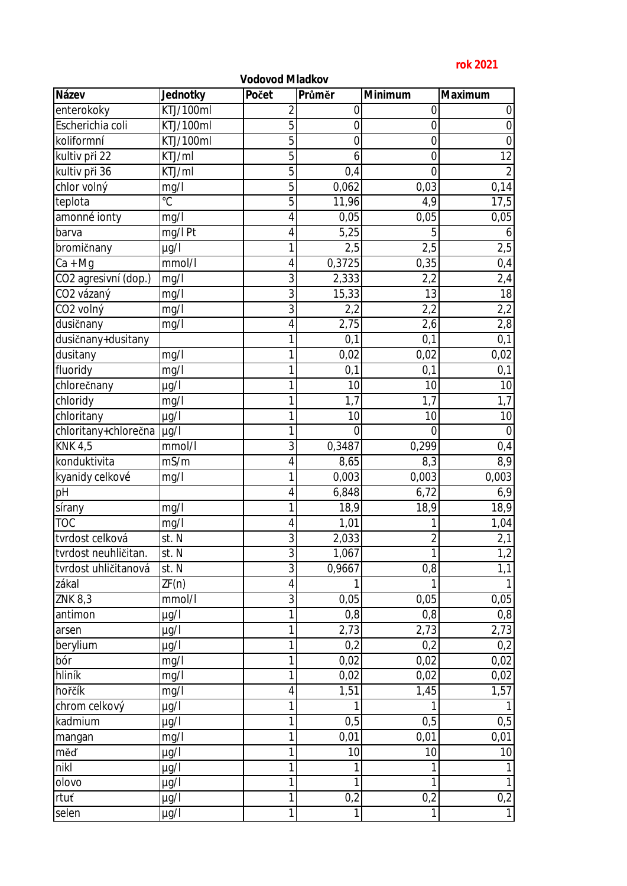**rok 2021**

**Vodovod Mladkov**

| Název | Jednotky | Počet | Průměr | Minimum | Maximum |
|---|---|---|---|---|---|
| enterokoky | KTJ/100ml | 2 | 0 | 0 | 0 |
| Escherichia coli | KTJ/100ml | 5 | 0 | 0 | 0 |
| koliformní | KTJ/100ml | 5 | 0 | 0 | 0 |
| kultiv při 22 | KTJ/ml | 5 | 6 | 0 | 12 |
| kultiv při 36 | KTJ/ml | 5 | 0,4 | 0 | 2 |
| chlor volný | mg/l | 5 | 0,062 | 0,03 | 0,14 |
| teplota | °C | 5 | 11,96 | 4,9 | 17,5 |
| amonné ionty | mg/l | 4 | 0,05 | 0,05 | 0,05 |
| barva | mg/l Pt | 4 | 5,25 | 5 | 6 |
| bromičnany | µg/l | 1 | 2,5 | 2,5 | 2,5 |
| Ca + Mg | mmol/l | 4 | 0,3725 | 0,35 | 0,4 |
| CO2 agresivní (dop.) | mg/l | 3 | 2,333 | 2,2 | 2,4 |
| CO2 vázaný | mg/l | 3 | 15,33 | 13 | 18 |
| CO2 volný | mg/l | 3 | 2,2 | 2,2 | 2,2 |
| dusičnany | mg/l | 4 | 2,75 | 2,6 | 2,8 |
| dusičnany+dusitany | | 1 | 0,1 | 0,1 | 0,1 |
| dusitany | mg/l | 1 | 0,02 | 0,02 | 0,02 |
| fluoridy | mg/l | 1 | 0,1 | 0,1 | 0,1 |
| chlorečnany | µg/l | 1 | 10 | 10 | 10 |
| chloridy | mg/l | 1 | 1,7 | 1,7 | 1,7 |
| chloritany | µg/l | 1 | 10 | 10 | 10 |
| chloritany+chlorečna | µg/l | 1 | 0 | 0 | 0 |
| KNK 4,5 | mmol/l | 3 | 0,3487 | 0,299 | 0,4 |
| konduktivita | mS/m | 4 | 8,65 | 8,3 | 8,9 |
| kyanidy celkové | mg/l | 1 | 0,003 | 0,003 | 0,003 |
| pH | | 4 | 6,848 | 6,72 | 6,9 |
| sírany | mg/l | 1 | 18,9 | 18,9 | 18,9 |
| TOC | mg/l | 4 | 1,01 | 1 | 1,04 |
| tvrdost celková | st. N | 3 | 2,033 | 2 | 2,1 |
| tvrdost neuhličitan. | st. N | 3 | 1,067 | 1 | 1,2 |
| tvrdost uhličitanová | st. N | 3 | 0,9667 | 0,8 | 1,1 |
| zákal | ZF(n) | 4 | 1 | 1 | 1 |
| ZNK 8,3 | mmol/l | 3 | 0,05 | 0,05 | 0,05 |
| antimon | µg/l | 1 | 0,8 | 0,8 | 0,8 |
| arsen | µg/l | 1 | 2,73 | 2,73 | 2,73 |
| berylium | µg/l | 1 | 0,2 | 0,2 | 0,2 |
| bór | mg/l | 1 | 0,02 | 0,02 | 0,02 |
| hliník | mg/l | 1 | 0,02 | 0,02 | 0,02 |
| hořčík | mg/l | 4 | 1,51 | 1,45 | 1,57 |
| chrom celkový | µg/l | 1 | 1 | 1 | 1 |
| kadmium | µg/l | 1 | 0,5 | 0,5 | 0,5 |
| mangan | mg/l | 1 | 0,01 | 0,01 | 0,01 |
| měď | µg/l | 1 | 10 | 10 | 10 |
| nikl | µg/l | 1 | 1 | 1 | 1 |
| olovo | µg/l | 1 | 1 | 1 | 1 |
| rtuť | µg/l | 1 | 0,2 | 0,2 | 0,2 |
| selen | µg/l | 1 | 1 | 1 | 1 |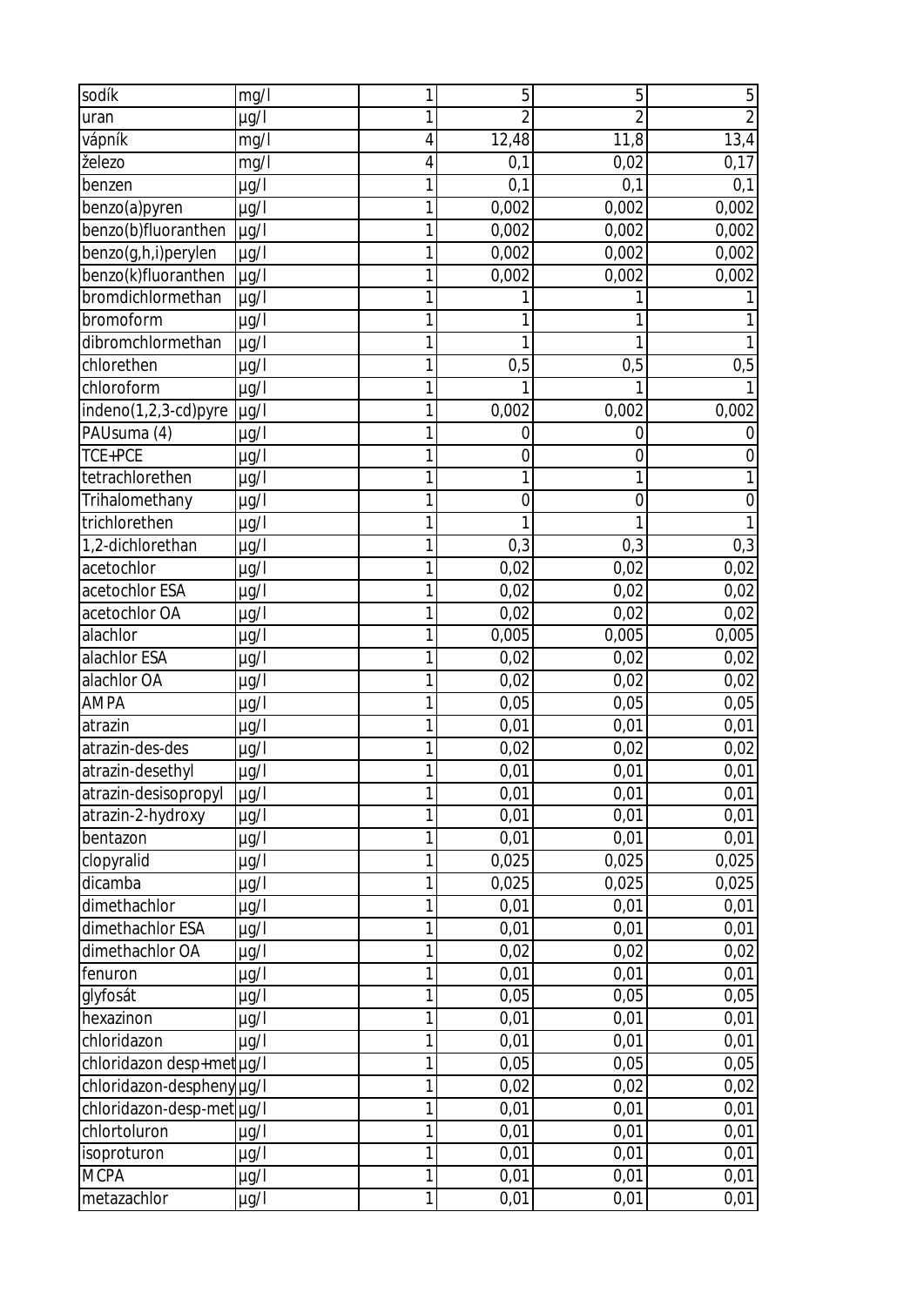| sodík | mg/l | 1 | 5 | 5 | 5 |
|---|---|---|---|---|---|
| uran | µg/l | 1 | 2 | 2 | 2 |
| vápník | mg/l | 4 | 12,48 | 11,8 | 13,4 |
| železo | mg/l | 4 | 0,1 | 0,02 | 0,17 |
| benzen | µg/l | 1 | 0,1 | 0,1 | 0,1 |
| benzo(a)pyren | µg/l | 1 | 0,002 | 0,002 | 0,002 |
| benzo(b)fluoranthen | µg/l | 1 | 0,002 | 0,002 | 0,002 |
| benzo(g,h,i)perylen | µg/l | 1 | 0,002 | 0,002 | 0,002 |
| benzo(k)fluoranthen | µg/l | 1 | 0,002 | 0,002 | 0,002 |
| bromdichlormethan | µg/l | 1 | 1 | 1 | 1 |
| bromoform | µg/l | 1 | 1 | 1 | 1 |
| dibromchlormethan | µg/l | 1 | 1 | 1 | 1 |
| chlorethen | µg/l | 1 | 0,5 | 0,5 | 0,5 |
| chloroform | µg/l | 1 | 1 | 1 | 1 |
| indeno(1,2,3-cd)pyre | µg/l | 1 | 0,002 | 0,002 | 0,002 |
| PAUsuma (4) | µg/l | 1 | 0 | 0 | 0 |
| TCE+PCE | µg/l | 1 | 0 | 0 | 0 |
| tetrachlorethen | µg/l | 1 | 1 | 1 | 1 |
| Trihalomethany | µg/l | 1 | 0 | 0 | 0 |
| trichlorethen | µg/l | 1 | 1 | 1 | 1 |
| 1,2-dichlorethan | µg/l | 1 | 0,3 | 0,3 | 0,3 |
| acetochlor | µg/l | 1 | 0,02 | 0,02 | 0,02 |
| acetochlor ESA | µg/l | 1 | 0,02 | 0,02 | 0,02 |
| acetochlor OA | µg/l | 1 | 0,02 | 0,02 | 0,02 |
| alachlor | µg/l | 1 | 0,005 | 0,005 | 0,005 |
| alachlor ESA | µg/l | 1 | 0,02 | 0,02 | 0,02 |
| alachlor OA | µg/l | 1 | 0,02 | 0,02 | 0,02 |
| AMPA | µg/l | 1 | 0,05 | 0,05 | 0,05 |
| atrazin | µg/l | 1 | 0,01 | 0,01 | 0,01 |
| atrazin-des-des | µg/l | 1 | 0,02 | 0,02 | 0,02 |
| atrazin-desethyl | µg/l | 1 | 0,01 | 0,01 | 0,01 |
| atrazin-desisopropyl | µg/l | 1 | 0,01 | 0,01 | 0,01 |
| atrazin-2-hydroxy | µg/l | 1 | 0,01 | 0,01 | 0,01 |
| bentazon | µg/l | 1 | 0,01 | 0,01 | 0,01 |
| clopyralid | µg/l | 1 | 0,025 | 0,025 | 0,025 |
| dicamba | µg/l | 1 | 0,025 | 0,025 | 0,025 |
| dimethachlor | µg/l | 1 | 0,01 | 0,01 | 0,01 |
| dimethachlor ESA | µg/l | 1 | 0,01 | 0,01 | 0,01 |
| dimethachlor OA | µg/l | 1 | 0,02 | 0,02 | 0,02 |
| fenuron | µg/l | 1 | 0,01 | 0,01 | 0,01 |
| glyfosát | µg/l | 1 | 0,05 | 0,05 | 0,05 |
| hexazinon | µg/l | 1 | 0,01 | 0,01 | 0,01 |
| chloridazon | µg/l | 1 | 0,01 | 0,01 | 0,01 |
| chloridazon desp+met | µg/l | 1 | 0,05 | 0,05 | 0,05 |
| chloridazon-despheny | µg/l | 1 | 0,02 | 0,02 | 0,02 |
| chloridazon-desp-met | µg/l | 1 | 0,01 | 0,01 | 0,01 |
| chlortoluron | µg/l | 1 | 0,01 | 0,01 | 0,01 |
| isoproturon | µg/l | 1 | 0,01 | 0,01 | 0,01 |
| MCPA | µg/l | 1 | 0,01 | 0,01 | 0,01 |
| metazachlor | µg/l | 1 | 0,01 | 0,01 | 0,01 |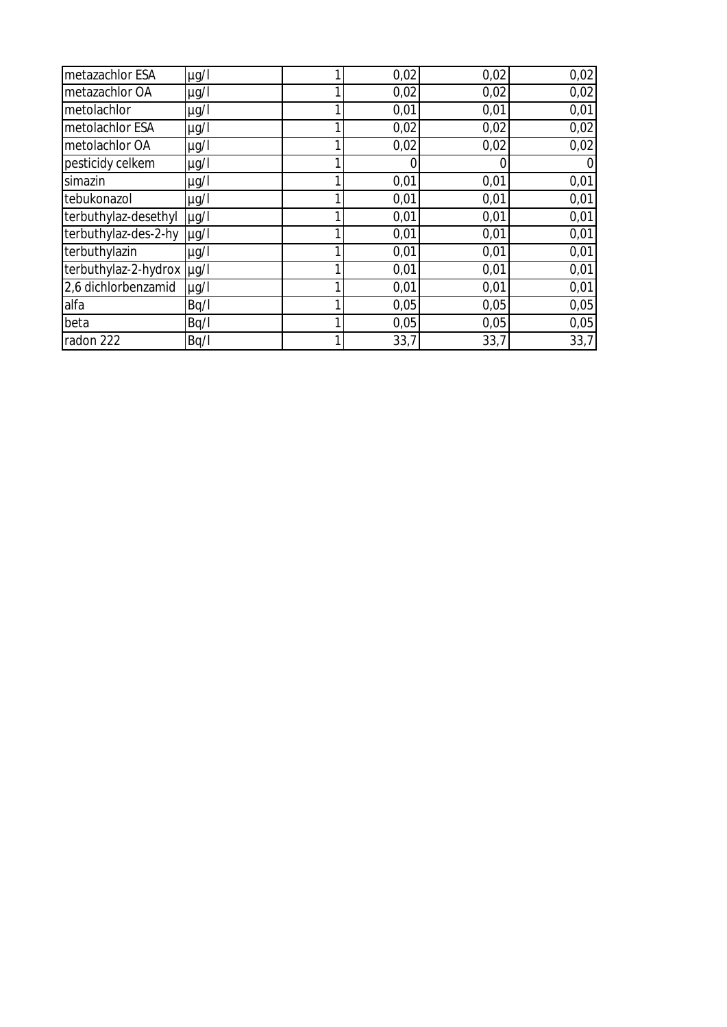| | | | | | |
|---|---|---|---|---|---|
| metazachlor ESA | µg/l | 1 | 0,02 | 0,02 | 0,02 |
| metazachlor OA | µg/l | 1 | 0,02 | 0,02 | 0,02 |
| metolachlor | µg/l | 1 | 0,01 | 0,01 | 0,01 |
| metolachlor ESA | µg/l | 1 | 0,02 | 0,02 | 0,02 |
| metolachlor OA | µg/l | 1 | 0,02 | 0,02 | 0,02 |
| pesticidy celkem | µg/l | 1 | 0 | 0 | 0 |
| simazin | µg/l | 1 | 0,01 | 0,01 | 0,01 |
| tebukonazol | µg/l | 1 | 0,01 | 0,01 | 0,01 |
| terbuthylaz-desethyl | µg/l | 1 | 0,01 | 0,01 | 0,01 |
| terbuthylaz-des-2-hy | µg/l | 1 | 0,01 | 0,01 | 0,01 |
| terbuthylazin | µg/l | 1 | 0,01 | 0,01 | 0,01 |
| terbuthylaz-2-hydrox | µg/l | 1 | 0,01 | 0,01 | 0,01 |
| 2,6 dichlorbenzamid | µg/l | 1 | 0,01 | 0,01 | 0,01 |
| alfa | Bq/l | 1 | 0,05 | 0,05 | 0,05 |
| beta | Bq/l | 1 | 0,05 | 0,05 | 0,05 |
| radon 222 | Bq/l | 1 | 33,7 | 33,7 | 33,7 |